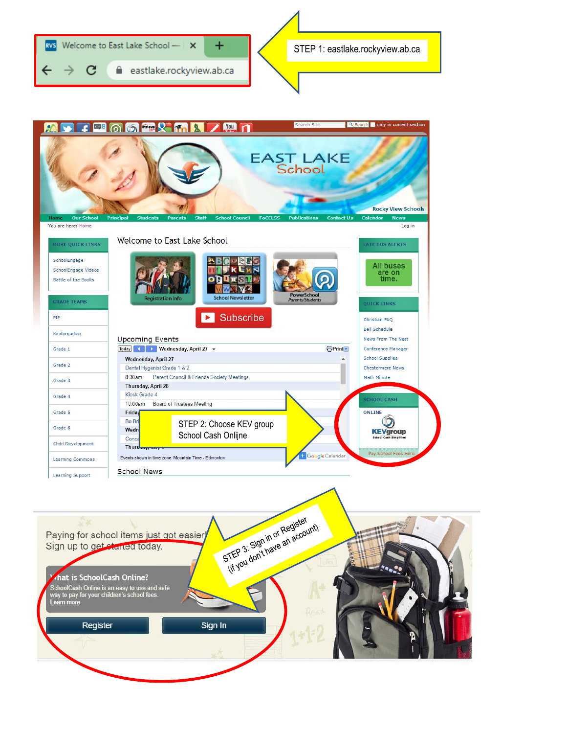STEP 1: eastlake.rockyview.ab.ca

STEP 2: Choose KEV group School Cash Onlijne

STEP 3: Sign in or Register (if you don't have an account)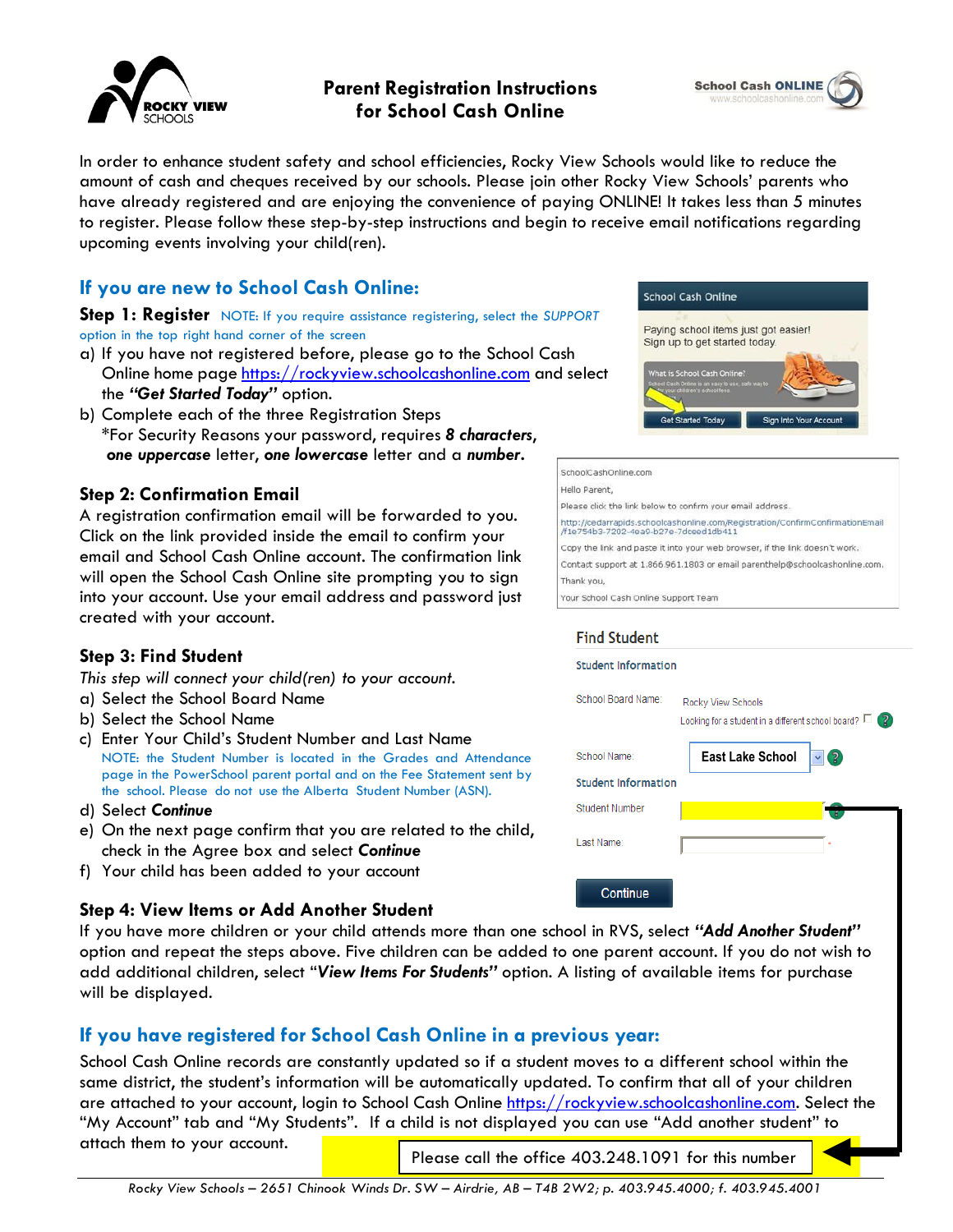# Parent Registration Instructions for School Cash Online

In order to enhance student safety and school efficiencies, Rocky View Schools would like to reduce the amount of cash and cheques received by our schools. Please join other Rocky View Schools' parents who have already registered and are enjoying the convenience of paying ONLINE! It takes less than 5 minutes to register. Please follow these step-by-step instructions and begin to receive email notifications regarding upcoming events involving your child(ren).

## If you are new to School Cash Online:

**Step 1: Register** NOTE: If you require assistance registering, select the *SUPPORT* option in the top right hand corner of the screen

a) If you have not registered before, please go to the School Cash Online home page https://rockyview.schoolcashonline.com and select the ***"Get Started Today"*** option.

b) Complete each of the three Registration Steps
*For Security Reasons your password, requires ***8 characters***, ***one uppercase*** letter, ***one lowercase*** letter and a ***number***.

### Step 2: Confirmation Email

A registration confirmation email will be forwarded to you. Click on the link provided inside the email to confirm your email and School Cash Online account. The confirmation link will open the School Cash Online site prompting you to sign into your account. Use your email address and password just created with your account.

### Step 3: Find Student

*This step will connect your child(ren) to your account.*

a) Select the School Board Name
b) Select the School Name
c) Enter Your Child's Student Number and Last Name
NOTE: the Student Number is located in the Grades and Attendance page in the PowerSchool parent portal and on the Fee Statement sent by the school. Please do not use the Alberta Student Number (ASN).
d) Select ***Continue***
e) On the next page confirm that you are related to the child, check in the Agree box and select ***Continue***
f) Your child has been added to your account

### Step 4: View Items or Add Another Student

If you have more children or your child attends more than one school in RVS, select ***"Add Another Student"*** option and repeat the steps above. Five children can be added to one parent account. If you do not wish to add additional children, select "***View Items For Students"*** option. A listing of available items for purchase will be displayed.

## If you have registered for School Cash Online in a previous year:

School Cash Online records are constantly updated so if a student moves to a different school within the same district, the student's information will be automatically updated. To confirm that all of your children are attached to your account, login to School Cash Online https://rockyview.schoolcashonline.com. Select the "My Account" tab and "My Students". If a child is not displayed you can use "Add another student" to attach them to your account.

Please call the office 403.248.1091 for this number

*Rocky View Schools – 2651 Chinook Winds Dr. SW – Airdrie, AB – T4B 2W2; p. 403.945.4000; f. 403.945.4001*